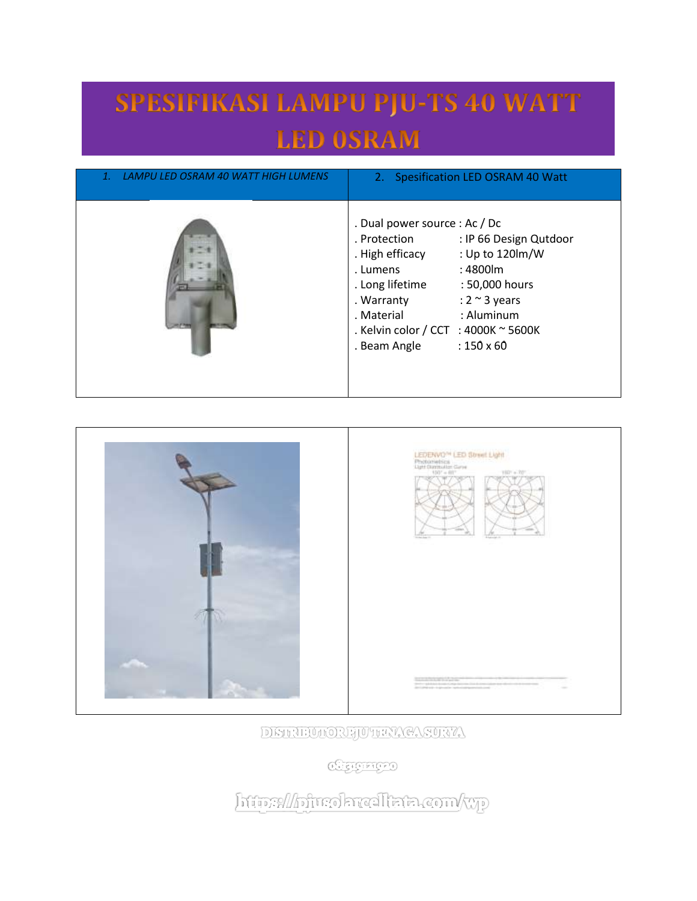# SPESIFIKASI LAMPU PJU-TS 40 WATT LED OSRAM

| 1. *LAMPU LED OSRAM 40 WATT HIGH LUMENS* | 2. Spesification LED OSRAM 40 Watt |
|---|---|
| | . Dual power source : Ac / Dc<br>. Protection : IP 66 Design Qutdoor<br>. High efficacy : Up to 120lm/W<br>. Lumens : 4800lm<br>. Long lifetime : 50,000 hours<br>. Warranty : 2 ~ 3 years<br>. Material : Aluminum<br>. Kelvin color / CCT : 4000K ~ 5600K<br>. Beam Angle : 150̊ x 60̊ |

DISTRIBUTOR PJU TENAGA SURYA

08139121920

https://pjusolarcelltata.com/wp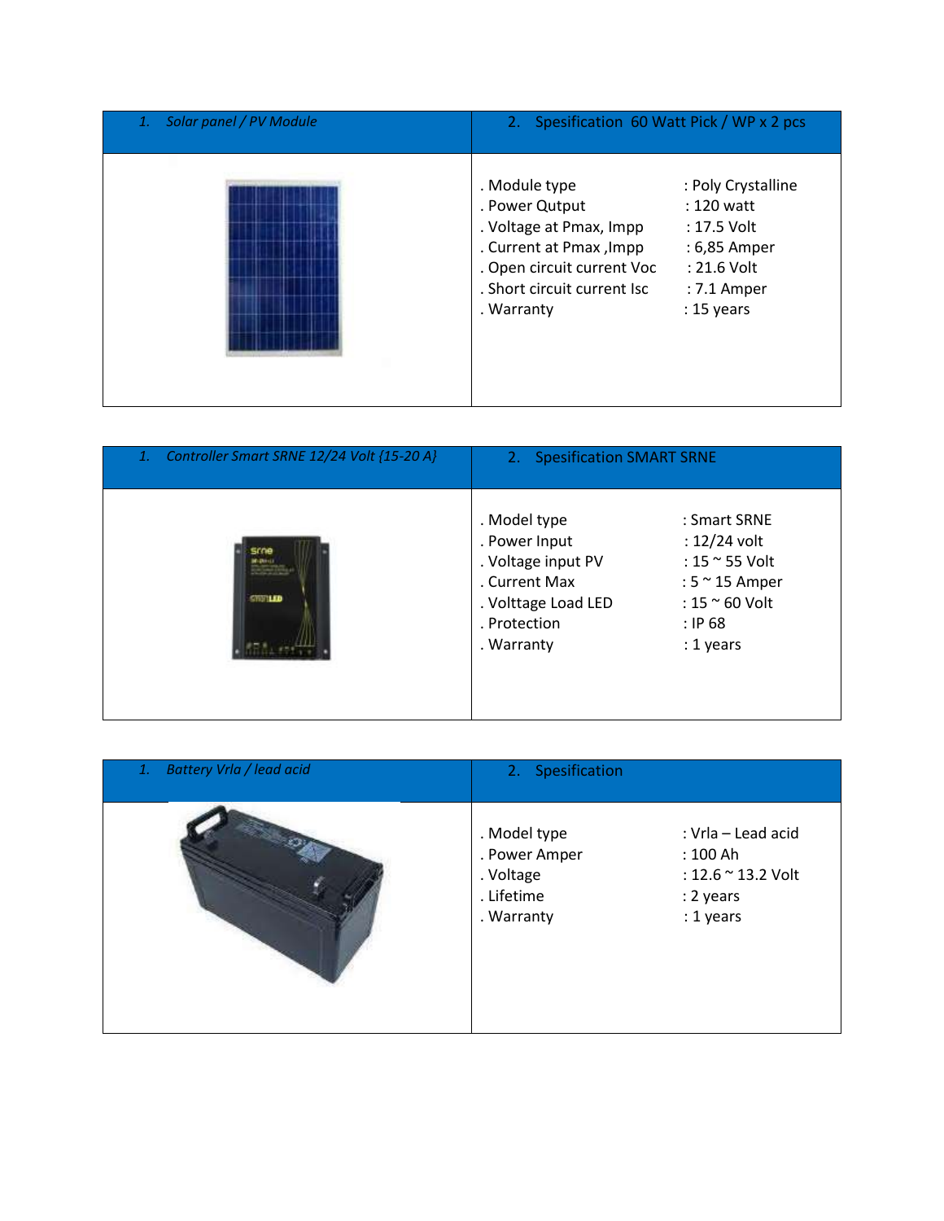| 1. *Solar panel / PV Module* | 2. Spesification 60 Watt Pick / WP x 2 pcs |
| --- | --- |
| | . Module type : Poly Crystalline<br>. Power Qutput : 120 watt<br>. Voltage at Pmax, Impp : 17.5 Volt<br>. Current at Pmax ,Impp : 6,85 Amper<br>. Open circuit current Voc : 21.6 Volt<br>. Short circuit current Isc : 7.1 Amper<br>. Warranty : 15 years |

| 1. *Controller Smart SRNE 12/24 Volt {15-20 A}* | 2. Spesification SMART SRNE |
| --- | --- |
| | . Model type : Smart SRNE<br>. Power Input : 12/24 volt<br>. Voltage input PV : 15 ~ 55 Volt<br>. Current Max : 5 ~ 15 Amper<br>. Volttage Load LED : 15 ~ 60 Volt<br>. Protection : IP 68<br>. Warranty : 1 years |

| 1. *Battery Vrla / lead acid* | 2. Spesification |
| --- | --- |
| | . Model type : Vrla – Lead acid<br>. Power Amper : 100 Ah<br>. Voltage : 12.6 ~ 13.2 Volt<br>. Lifetime : 2 years<br>. Warranty : 1 years |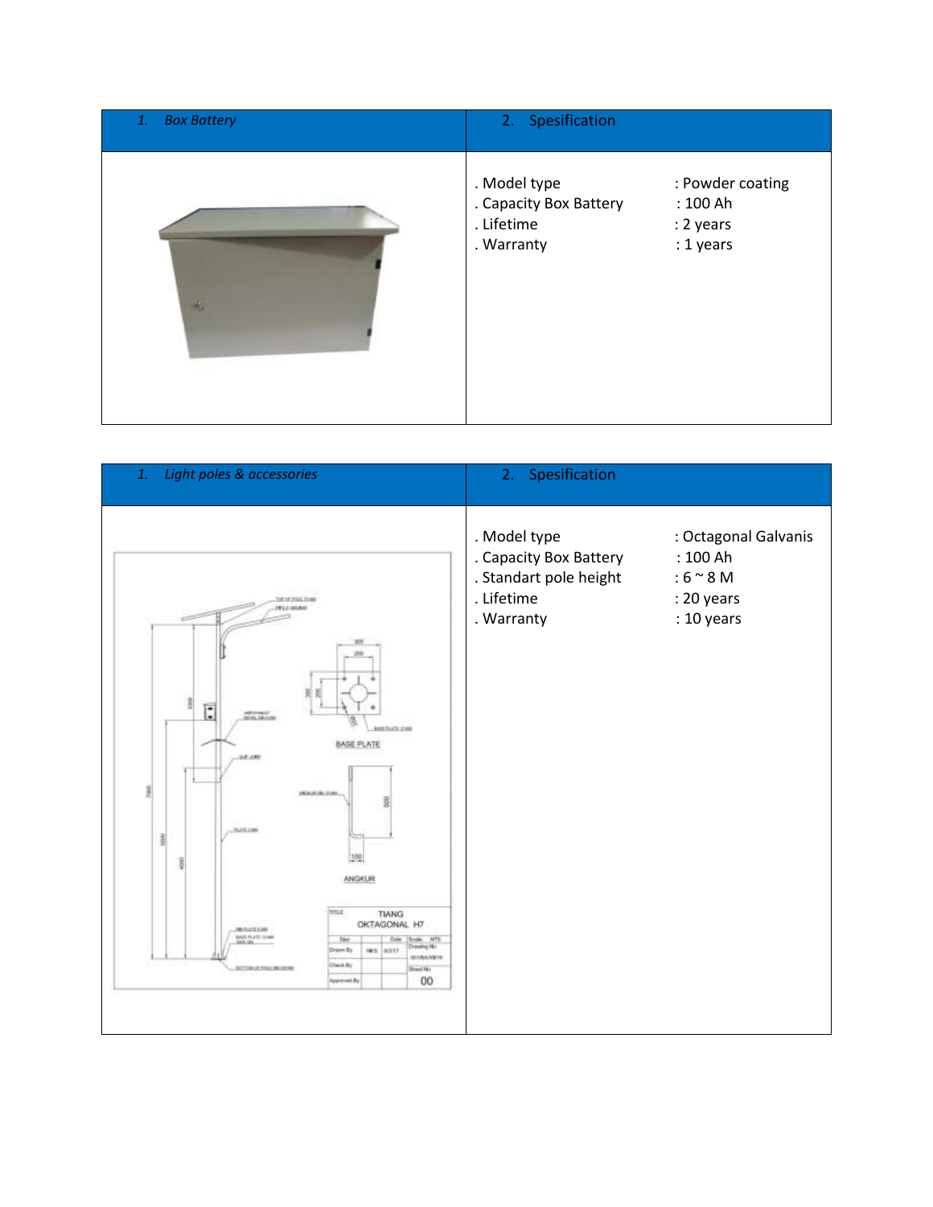| 1. *Box Battery* | 2. Spesification | |
|---|---|---|
| | . Model type | : Powder coating |
| | . Capacity Box Battery | : 100 Ah |
| | . Lifetime | : 2 years |
| | . Warranty | : 1 years |

| 1. *Light poles & accessories* | 2. Spesification | |
|---|---|---|
| | . Model type | : Octagonal Galvanis |
| | . Capacity Box Battery | : 100 Ah |
| | . Standart pole height | : 6 ~ 8 M |
| | . Lifetime | : 20 years |
| | . Warranty | : 10 years |